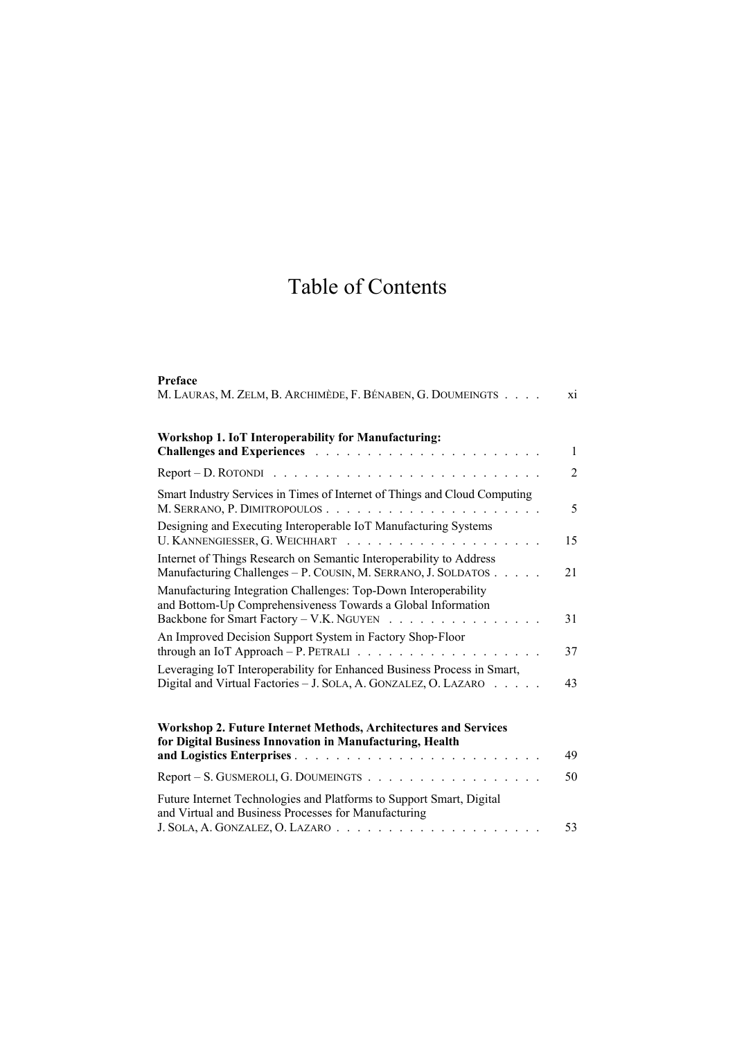# Table of Contents

**Preface**
M. Lauras, M. Zelm, B. Archimède, F. Bénaben, G. Doumeingts . . . . xi

**Workshop 1. IoT Interoperability for Manufacturing: Challenges and Experiences** . . . . . . . . . . . . . . . . . . . . . 1

Report – D. Rotondi . . . . . . . . . . . . . . . . . . . . . . . . . 2

Smart Industry Services in Times of Internet of Things and Cloud Computing
M. Serrano, P. Dimitropoulos . . . . . . . . . . . . . . . . . . . . . 5

Designing and Executing Interoperable IoT Manufacturing Systems
U. Kannengiesser, G. Weichhart . . . . . . . . . . . . . . . . . . . 15

Internet of Things Research on Semantic Interoperability to Address Manufacturing Challenges – P. Cousin, M. Serrano, J. Soldatos . . . . . 21

Manufacturing Integration Challenges: Top-Down Interoperability and Bottom-Up Comprehensiveness Towards a Global Information Backbone for Smart Factory – V.K. Nguyen . . . . . . . . . . . . . . 31

An Improved Decision Support System in Factory Shop-Floor through an IoT Approach – P. Petrali . . . . . . . . . . . . . . . . . . 37

Leveraging IoT Interoperability for Enhanced Business Process in Smart, Digital and Virtual Factories – J. Sola, A. Gonzalez, O. Lazaro . . . . . 43

**Workshop 2. Future Internet Methods, Architectures and Services for Digital Business Innovation in Manufacturing, Health and Logistics Enterprises** . . . . . . . . . . . . . . . . . . . . . . . 49

Report – S. Gusmeroli, G. Doumeingts . . . . . . . . . . . . . . . . 50

Future Internet Technologies and Platforms to Support Smart, Digital and Virtual and Business Processes for Manufacturing
J. Sola, A. Gonzalez, O. Lazaro . . . . . . . . . . . . . . . . . . . . 53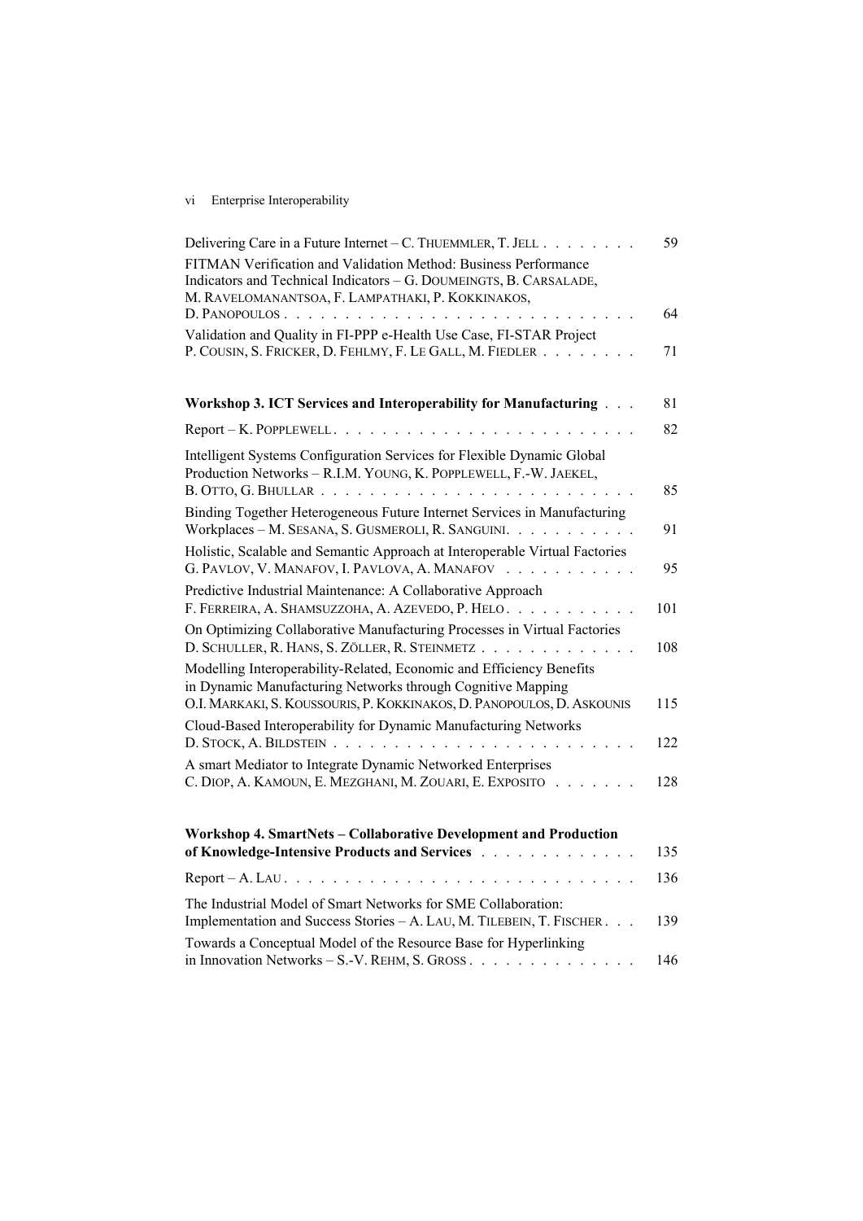Delivering Care in a Future Internet – C. Thuemmler, T. Jell . . . . . . . . 59

FITMAN Verification and Validation Method: Business Performance Indicators and Technical Indicators – G. Doumeingts, B. Carsalade, M. Ravelomanantsoa, F. Lampathaki, P. Kokkinakos, D. Panopoulos . . . . . . . . . . . . . . . . . . . . . . . . . . . 64

Validation and Quality in FI-PPP e-Health Use Case, FI-STAR Project P. Cousin, S. Fricker, D. Fehlmy, F. Le Gall, M. Fiedler . . . . . . . . 71

**Workshop 3. ICT Services and Interoperability for Manufacturing** . . . 81

Report – K. Popplewell . . . . . . . . . . . . . . . . . . . . . . . . 82

Intelligent Systems Configuration Services for Flexible Dynamic Global Production Networks – R.I.M. Young, K. Popplewell, F.-W. Jaekel, B. Otto, G. Bhullar . . . . . . . . . . . . . . . . . . . . . . . . 85

Binding Together Heterogeneous Future Internet Services in Manufacturing Workplaces – M. Sesana, S. Gusmeroli, R. Sanguini. . . . . . . . . . . 91

Holistic, Scalable and Semantic Approach at Interoperable Virtual Factories G. Pavlov, V. Manafov, I. Pavlova, A. Manafov . . . . . . . . . . . 95

Predictive Industrial Maintenance: A Collaborative Approach F. Ferreira, A. Shamsuzzoha, A. Azevedo, P. Helo. . . . . . . . . . . 101

On Optimizing Collaborative Manufacturing Processes in Virtual Factories D. Schuller, R. Hans, S. Zöller, R. Steinmetz . . . . . . . . . . . . . 108

Modelling Interoperability-Related, Economic and Efficiency Benefits in Dynamic Manufacturing Networks through Cognitive Mapping O.I. Markaki, S. Koussouris, P. Kokkinakos, D. Panopoulos, D. Askounis 115

Cloud-Based Interoperability for Dynamic Manufacturing Networks D. Stock, A. Bildstein . . . . . . . . . . . . . . . . . . . . . . . . 122

A smart Mediator to Integrate Dynamic Networked Enterprises C. Diop, A. Kamoun, E. Mezghani, M. Zouari, E. Exposito . . . . . . . 128

**Workshop 4. SmartNets – Collaborative Development and Production of Knowledge-Intensive Products and Services** . . . . . . . . . . . . . 135

Report – A. Lau . . . . . . . . . . . . . . . . . . . . . . . . . . . 136

The Industrial Model of Smart Networks for SME Collaboration: Implementation and Success Stories – A. Lau, M. Tilebein, T. Fischer . . . 139

Towards a Conceptual Model of the Resource Base for Hyperlinking in Innovation Networks – S.-V. Rehm, S. Gross . . . . . . . . . . . . . 146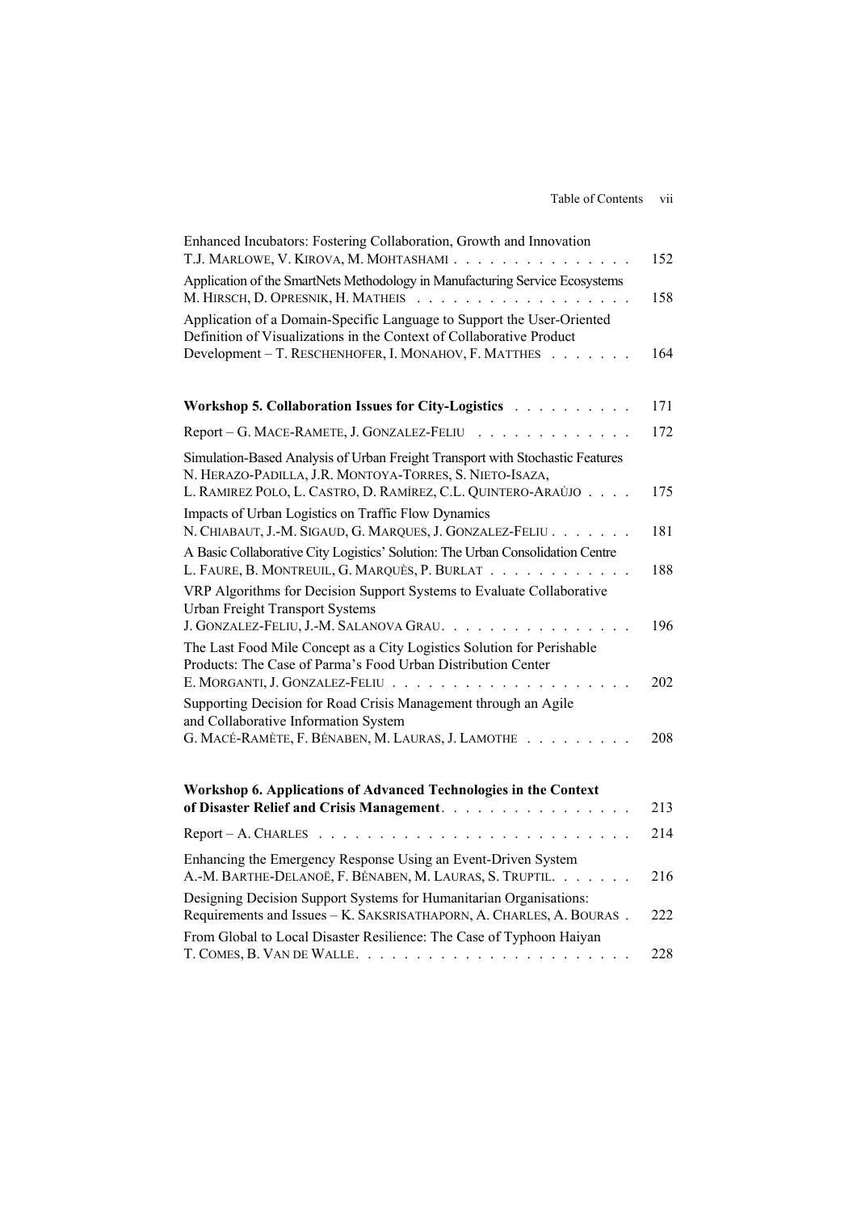Enhanced Incubators: Fostering Collaboration, Growth and Innovation
T.J. MARLOWE, V. KIROVA, M. MOHTASHAMI . . . . . . . . . . . . . . . 152

Application of the SmartNets Methodology in Manufacturing Service Ecosystems
M. HIRSCH, D. OPRESNIK, H. MATHEIS . . . . . . . . . . . . . . . . . . 158

Application of a Domain-Specific Language to Support the User-Oriented Definition of Visualizations in the Context of Collaborative Product Development – T. RESCHENHOFER, I. MONAHOV, F. MATTHES . . . . . . . 164

**Workshop 5. Collaboration Issues for City-Logistics** . . . . . . . . . . 171

Report – G. MACE-RAMETE, J. GONZALEZ-FELIU . . . . . . . . . . . . . 172

Simulation-Based Analysis of Urban Freight Transport with Stochastic Features
N. HERAZO-PADILLA, J.R. MONTOYA-TORRES, S. NIETO-ISAZA, L. RAMIREZ POLO, L. CASTRO, D. RAMÍREZ, C.L. QUINTERO-ARAÚJO . . . . 175

Impacts of Urban Logistics on Traffic Flow Dynamics
N. CHIABAUT, J.-M. SIGAUD, G. MARQUES, J. GONZALEZ-FELIU . . . . . . . 181

A Basic Collaborative City Logistics' Solution: The Urban Consolidation Centre
L. FAURE, B. MONTREUIL, G. MARQUÈS, P. BURLAT . . . . . . . . . . . . 188

VRP Algorithms for Decision Support Systems to Evaluate Collaborative Urban Freight Transport Systems
J. GONZALEZ-FELIU, J.-M. SALANOVA GRAU. . . . . . . . . . . . . . . . 196

The Last Food Mile Concept as a City Logistics Solution for Perishable Products: The Case of Parma's Food Urban Distribution Center
E. MORGANTI, J. GONZALEZ-FELIU . . . . . . . . . . . . . . . . . . . . 202

Supporting Decision for Road Crisis Management through an Agile and Collaborative Information System
G. MACÉ-RAMÈTE, F. BÉNABEN, M. LAURAS, J. LAMOTHE . . . . . . . . . 208

**Workshop 6. Applications of Advanced Technologies in the Context of Disaster Relief and Crisis Management**. . . . . . . . . . . . . . . . 213

Report – A. CHARLES . . . . . . . . . . . . . . . . . . . . . . . . . . 214

Enhancing the Emergency Response Using an Event-Driven System
A.-M. BARTHE-DELANOË, F. BÉNABEN, M. LAURAS, S. TRUPTIL. . . . . . . 216

Designing Decision Support Systems for Humanitarian Organisations: Requirements and Issues – K. SAKSRISATHAPORN, A. CHARLES, A. BOURAS . 222

From Global to Local Disaster Resilience: The Case of Typhoon Haiyan
T. COMES, B. VAN DE WALLE. . . . . . . . . . . . . . . . . . . . . . . 228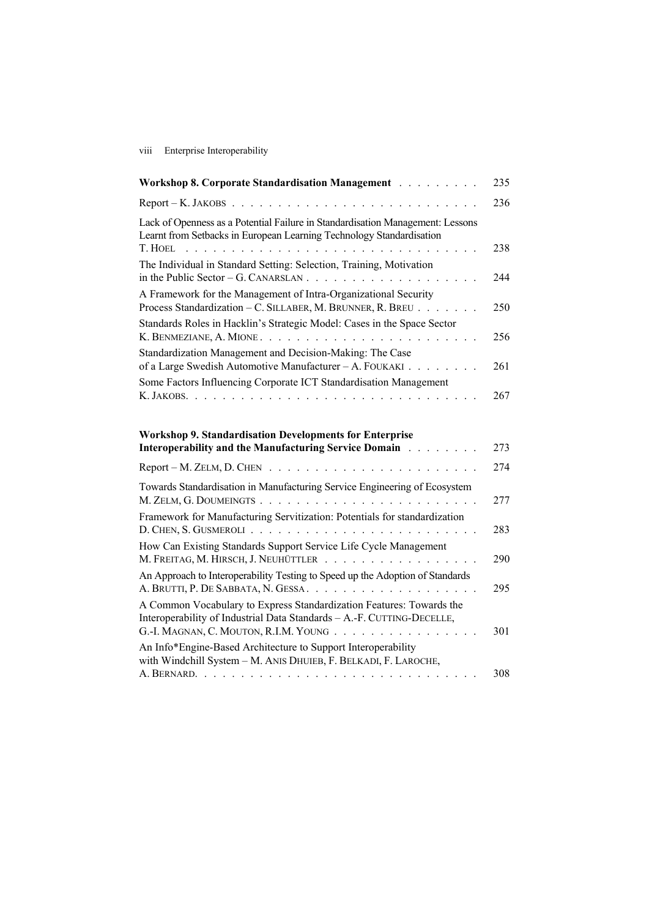| | |
|---|---|
| **Workshop 8. Corporate Standardisation Management** | 235 |
| Report – K. Jakobs | 236 |
| Lack of Openness as a Potential Failure in Standardisation Management: Lessons Learnt from Setbacks in European Learning Technology Standardisation T. Hoel | 238 |
| The Individual in Standard Setting: Selection, Training, Motivation in the Public Sector – G. Canarslan | 244 |
| A Framework for the Management of Intra-Organizational Security Process Standardization – C. Sillaber, M. Brunner, R. Breu | 250 |
| Standards Roles in Hacklin's Strategic Model: Cases in the Space Sector K. Benmeziane, A. Mione | 256 |
| Standardization Management and Decision-Making: The Case of a Large Swedish Automotive Manufacturer – A. Foukaki | 261 |
| Some Factors Influencing Corporate ICT Standardisation Management K. Jakobs | 267 |

| | |
|---|---|
| **Workshop 9. Standardisation Developments for Enterprise Interoperability and the Manufacturing Service Domain** | 273 |
| Report – M. Zelm, D. Chen | 274 |
| Towards Standardisation in Manufacturing Service Engineering of Ecosystem M. Zelm, G. Doumeingts | 277 |
| Framework for Manufacturing Servitization: Potentials for standardization D. Chen, S. Gusmeroli | 283 |
| How Can Existing Standards Support Service Life Cycle Management M. Freitag, M. Hirsch, J. Neuhüttler | 290 |
| An Approach to Interoperability Testing to Speed up the Adoption of Standards A. Brutti, P. De Sabbata, N. Gessa | 295 |
| A Common Vocabulary to Express Standardization Features: Towards the Interoperability of Industrial Data Standards – A.-F. Cutting-Decelle, G.-I. Magnan, C. Mouton, R.I.M. Young | 301 |
| An Info*Engine-Based Architecture to Support Interoperability with Windchill System – M. Anis Dhuieb, F. Belkadi, F. Laroche, A. Bernard | 308 |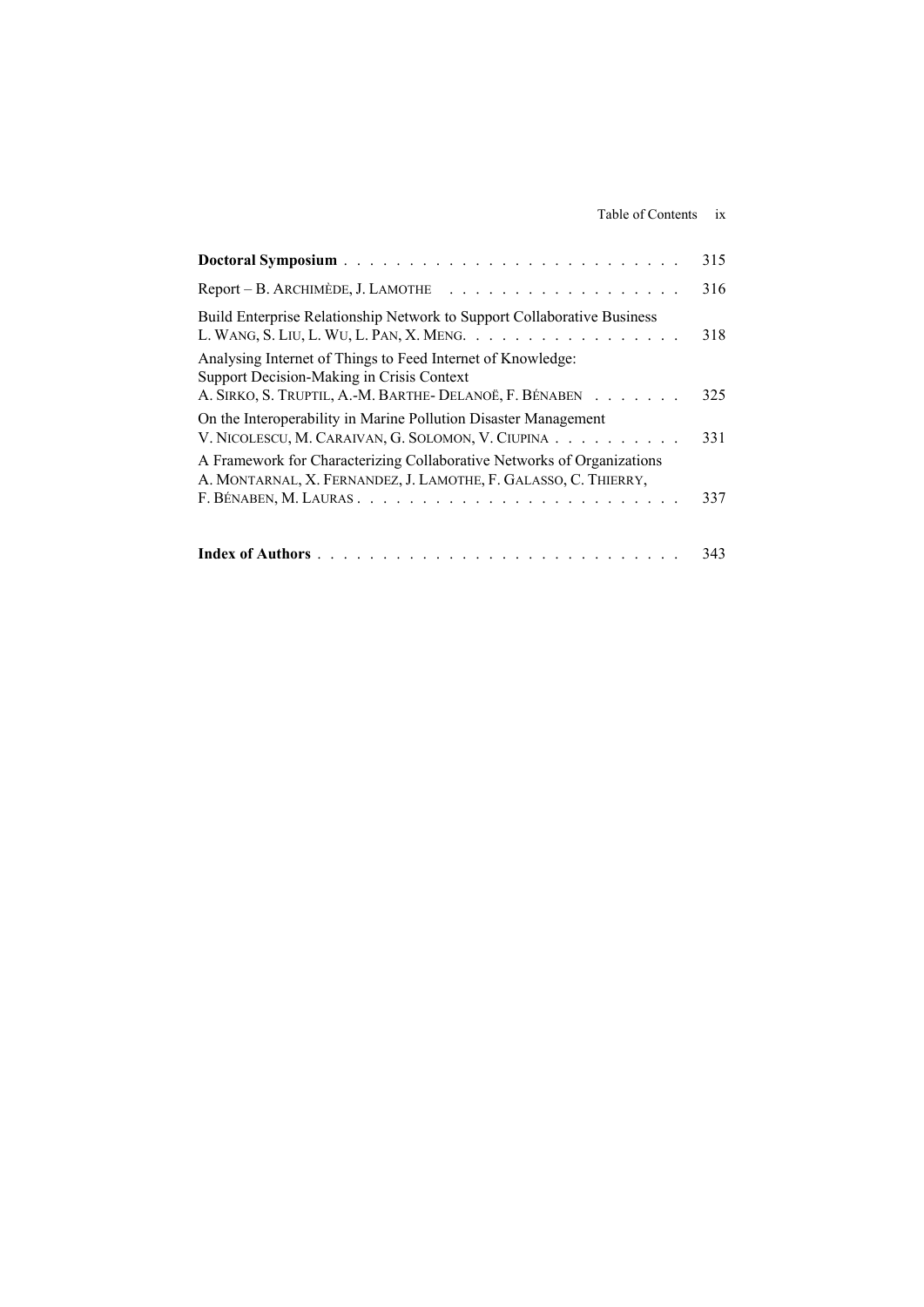**Doctoral Symposium** . . . . . . . . . . . . . . . . . . . . . . . . . 315

Report – B. ARCHIMÈDE, J. LAMOTHE . . . . . . . . . . . . . . . . . . 316

Build Enterprise Relationship Network to Support Collaborative Business
L. WANG, S. LIU, L. WU, L. PAN, X. MENG. . . . . . . . . . . . . . . . . 318

Analysing Internet of Things to Feed Internet of Knowledge:
Support Decision-Making in Crisis Context
A. SIRKO, S. TRUPTIL, A.-M. BARTHE- DELANOË, F. BÉNABEN . . . . . . . 325

On the Interoperability in Marine Pollution Disaster Management
V. NICOLESCU, M. CARAIVAN, G. SOLOMON, V. CIUPINA . . . . . . . . . . 331

A Framework for Characterizing Collaborative Networks of Organizations
A. MONTARNAL, X. FERNANDEZ, J. LAMOTHE, F. GALASSO, C. THIERRY,
F. BÉNABEN, M. LAURAS . . . . . . . . . . . . . . . . . . . . . . . . 337

**Index of Authors** . . . . . . . . . . . . . . . . . . . . . . . . . . 343